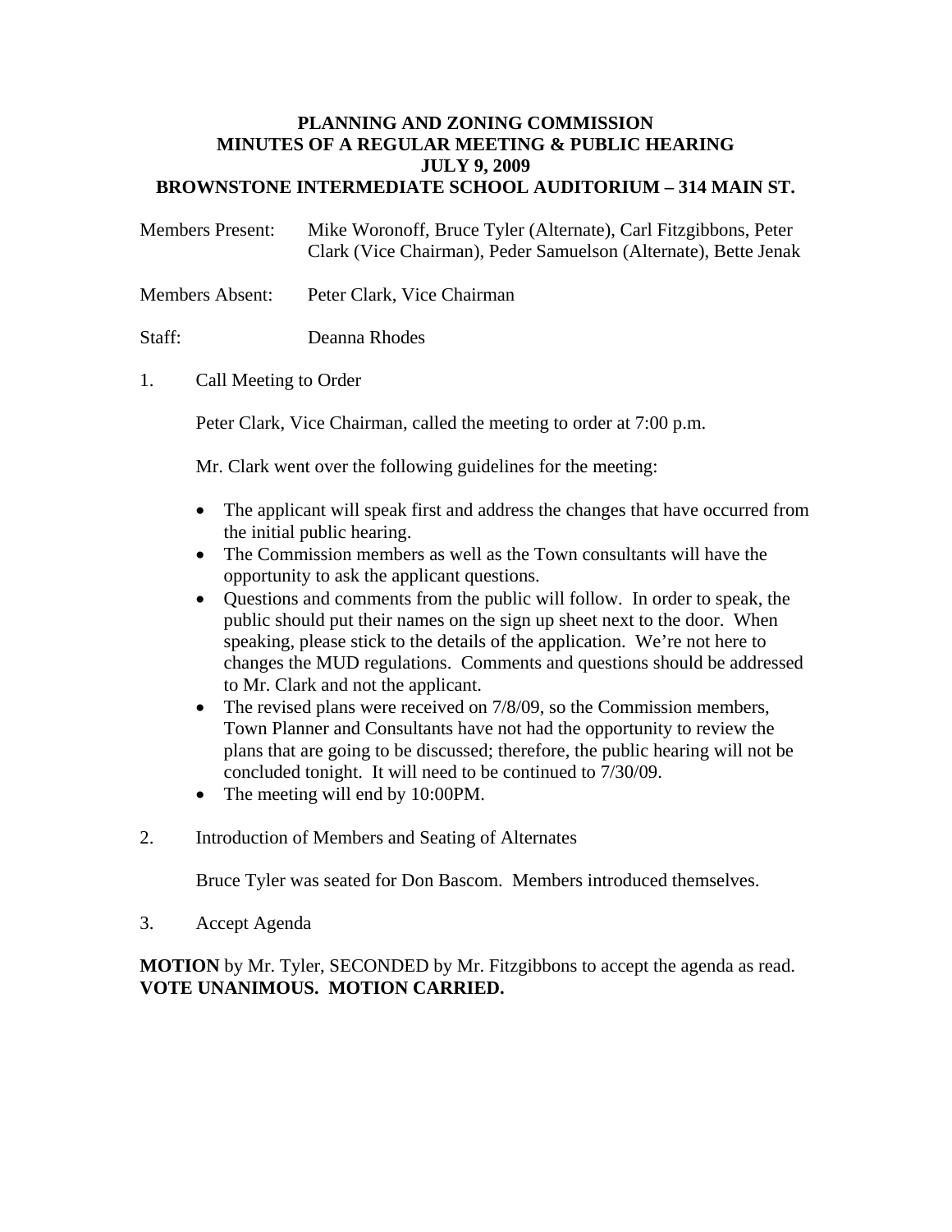# PLANNING AND ZONING COMMISSION
## MINUTES OF A REGULAR MEETING & PUBLIC HEARING
## JULY 9, 2009
## BROWNSTONE INTERMEDIATE SCHOOL AUDITORIUM – 314 MAIN ST.

Members Present: Mike Woronoff, Bruce Tyler (Alternate), Carl Fitzgibbons, Peter Clark (Vice Chairman), Peder Samuelson (Alternate), Bette Jenak

Members Absent: Peter Clark, Vice Chairman

Staff: Deanna Rhodes

1. Call Meeting to Order

   Peter Clark, Vice Chairman, called the meeting to order at 7:00 p.m.

   Mr. Clark went over the following guidelines for the meeting:

   - The applicant will speak first and address the changes that have occurred from the initial public hearing.
   - The Commission members as well as the Town consultants will have the opportunity to ask the applicant questions.
   - Questions and comments from the public will follow. In order to speak, the public should put their names on the sign up sheet next to the door. When speaking, please stick to the details of the application. We're not here to changes the MUD regulations. Comments and questions should be addressed to Mr. Clark and not the applicant.
   - The revised plans were received on 7/8/09, so the Commission members, Town Planner and Consultants have not had the opportunity to review the plans that are going to be discussed; therefore, the public hearing will not be concluded tonight. It will need to be continued to 7/30/09.
   - The meeting will end by 10:00PM.

2. Introduction of Members and Seating of Alternates

   Bruce Tyler was seated for Don Bascom. Members introduced themselves.

3. Accept Agenda

**MOTION** by Mr. Tyler, SECONDED by Mr. Fitzgibbons to accept the agenda as read. **VOTE UNANIMOUS. MOTION CARRIED.**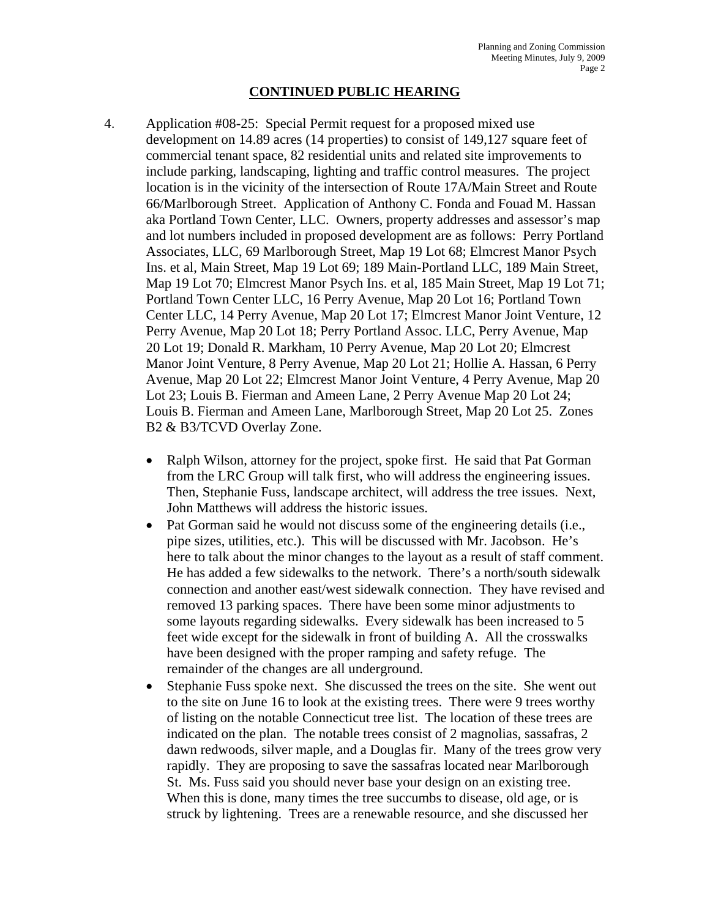## CONTINUED PUBLIC HEARING

4. Application #08-25: Special Permit request for a proposed mixed use development on 14.89 acres (14 properties) to consist of 149,127 square feet of commercial tenant space, 82 residential units and related site improvements to include parking, landscaping, lighting and traffic control measures. The project location is in the vicinity of the intersection of Route 17A/Main Street and Route 66/Marlborough Street. Application of Anthony C. Fonda and Fouad M. Hassan aka Portland Town Center, LLC. Owners, property addresses and assessor's map and lot numbers included in proposed development are as follows: Perry Portland Associates, LLC, 69 Marlborough Street, Map 19 Lot 68; Elmcrest Manor Psych Ins. et al, Main Street, Map 19 Lot 69; 189 Main-Portland LLC, 189 Main Street, Map 19 Lot 70; Elmcrest Manor Psych Ins. et al, 185 Main Street, Map 19 Lot 71; Portland Town Center LLC, 16 Perry Avenue, Map 20 Lot 16; Portland Town Center LLC, 14 Perry Avenue, Map 20 Lot 17; Elmcrest Manor Joint Venture, 12 Perry Avenue, Map 20 Lot 18; Perry Portland Assoc. LLC, Perry Avenue, Map 20 Lot 19; Donald R. Markham, 10 Perry Avenue, Map 20 Lot 20; Elmcrest Manor Joint Venture, 8 Perry Avenue, Map 20 Lot 21; Hollie A. Hassan, 6 Perry Avenue, Map 20 Lot 22; Elmcrest Manor Joint Venture, 4 Perry Avenue, Map 20 Lot 23; Louis B. Fierman and Ameen Lane, 2 Perry Avenue Map 20 Lot 24; Louis B. Fierman and Ameen Lane, Marlborough Street, Map 20 Lot 25. Zones B2 & B3/TCVD Overlay Zone.

   - Ralph Wilson, attorney for the project, spoke first. He said that Pat Gorman from the LRC Group will talk first, who will address the engineering issues. Then, Stephanie Fuss, landscape architect, will address the tree issues. Next, John Matthews will address the historic issues.
   - Pat Gorman said he would not discuss some of the engineering details (i.e., pipe sizes, utilities, etc.). This will be discussed with Mr. Jacobson. He's here to talk about the minor changes to the layout as a result of staff comment. He has added a few sidewalks to the network. There's a north/south sidewalk connection and another east/west sidewalk connection. They have revised and removed 13 parking spaces. There have been some minor adjustments to some layouts regarding sidewalks. Every sidewalk has been increased to 5 feet wide except for the sidewalk in front of building A. All the crosswalks have been designed with the proper ramping and safety refuge. The remainder of the changes are all underground.
   - Stephanie Fuss spoke next. She discussed the trees on the site. She went out to the site on June 16 to look at the existing trees. There were 9 trees worthy of listing on the notable Connecticut tree list. The location of these trees are indicated on the plan. The notable trees consist of 2 magnolias, sassafras, 2 dawn redwoods, silver maple, and a Douglas fir. Many of the trees grow very rapidly. They are proposing to save the sassafras located near Marlborough St. Ms. Fuss said you should never base your design on an existing tree. When this is done, many times the tree succumbs to disease, old age, or is struck by lightening. Trees are a renewable resource, and she discussed her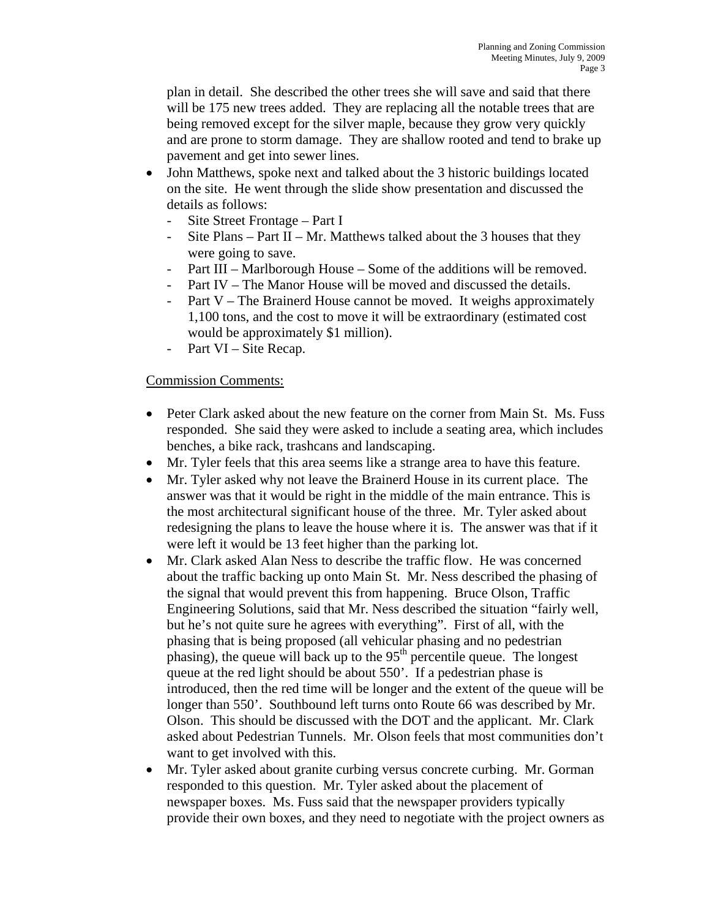plan in detail. She described the other trees she will save and said that there will be 175 new trees added. They are replacing all the notable trees that are being removed except for the silver maple, because they grow very quickly and are prone to storm damage. They are shallow rooted and tend to brake up pavement and get into sewer lines.

- John Matthews, spoke next and talked about the 3 historic buildings located on the site. He went through the slide show presentation and discussed the details as follows:
  - Site Street Frontage – Part I
  - Site Plans – Part II – Mr. Matthews talked about the 3 houses that they were going to save.
  - Part III – Marlborough House – Some of the additions will be removed.
  - Part IV – The Manor House will be moved and discussed the details.
  - Part V – The Brainerd House cannot be moved. It weighs approximately 1,100 tons, and the cost to move it will be extraordinary (estimated cost would be approximately $1 million).
  - Part VI – Site Recap.

<u>Commission Comments:</u>

- Peter Clark asked about the new feature on the corner from Main St. Ms. Fuss responded. She said they were asked to include a seating area, which includes benches, a bike rack, trashcans and landscaping.
- Mr. Tyler feels that this area seems like a strange area to have this feature.
- Mr. Tyler asked why not leave the Brainerd House in its current place. The answer was that it would be right in the middle of the main entrance. This is the most architectural significant house of the three. Mr. Tyler asked about redesigning the plans to leave the house where it is. The answer was that if it were left it would be 13 feet higher than the parking lot.
- Mr. Clark asked Alan Ness to describe the traffic flow. He was concerned about the traffic backing up onto Main St. Mr. Ness described the phasing of the signal that would prevent this from happening. Bruce Olson, Traffic Engineering Solutions, said that Mr. Ness described the situation "fairly well, but he's not quite sure he agrees with everything". First of all, with the phasing that is being proposed (all vehicular phasing and no pedestrian phasing), the queue will back up to the 95th percentile queue. The longest queue at the red light should be about 550'. If a pedestrian phase is introduced, then the red time will be longer and the extent of the queue will be longer than 550'. Southbound left turns onto Route 66 was described by Mr. Olson. This should be discussed with the DOT and the applicant. Mr. Clark asked about Pedestrian Tunnels. Mr. Olson feels that most communities don't want to get involved with this.
- Mr. Tyler asked about granite curbing versus concrete curbing. Mr. Gorman responded to this question. Mr. Tyler asked about the placement of newspaper boxes. Ms. Fuss said that the newspaper providers typically provide their own boxes, and they need to negotiate with the project owners as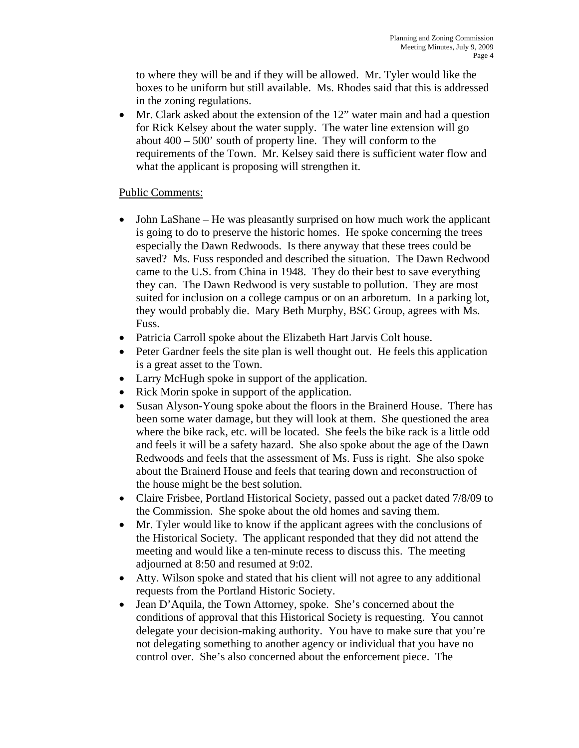to where they will be and if they will be allowed. Mr. Tyler would like the boxes to be uniform but still available. Ms. Rhodes said that this is addressed in the zoning regulations.

- Mr. Clark asked about the extension of the 12" water main and had a question for Rick Kelsey about the water supply. The water line extension will go about 400 – 500' south of property line. They will conform to the requirements of the Town. Mr. Kelsey said there is sufficient water flow and what the applicant is proposing will strengthen it.

<u>Public Comments:</u>

- John LaShane – He was pleasantly surprised on how much work the applicant is going to do to preserve the historic homes. He spoke concerning the trees especially the Dawn Redwoods. Is there anyway that these trees could be saved? Ms. Fuss responded and described the situation. The Dawn Redwood came to the U.S. from China in 1948. They do their best to save everything they can. The Dawn Redwood is very sustable to pollution. They are most suited for inclusion on a college campus or on an arboretum. In a parking lot, they would probably die. Mary Beth Murphy, BSC Group, agrees with Ms. Fuss.
- Patricia Carroll spoke about the Elizabeth Hart Jarvis Colt house.
- Peter Gardner feels the site plan is well thought out. He feels this application is a great asset to the Town.
- Larry McHugh spoke in support of the application.
- Rick Morin spoke in support of the application.
- Susan Alyson-Young spoke about the floors in the Brainerd House. There has been some water damage, but they will look at them. She questioned the area where the bike rack, etc. will be located. She feels the bike rack is a little odd and feels it will be a safety hazard. She also spoke about the age of the Dawn Redwoods and feels that the assessment of Ms. Fuss is right. She also spoke about the Brainerd House and feels that tearing down and reconstruction of the house might be the best solution.
- Claire Frisbee, Portland Historical Society, passed out a packet dated 7/8/09 to the Commission. She spoke about the old homes and saving them.
- Mr. Tyler would like to know if the applicant agrees with the conclusions of the Historical Society. The applicant responded that they did not attend the meeting and would like a ten-minute recess to discuss this. The meeting adjourned at 8:50 and resumed at 9:02.
- Atty. Wilson spoke and stated that his client will not agree to any additional requests from the Portland Historic Society.
- Jean D'Aquila, the Town Attorney, spoke. She's concerned about the conditions of approval that this Historical Society is requesting. You cannot delegate your decision-making authority. You have to make sure that you're not delegating something to another agency or individual that you have no control over. She's also concerned about the enforcement piece. The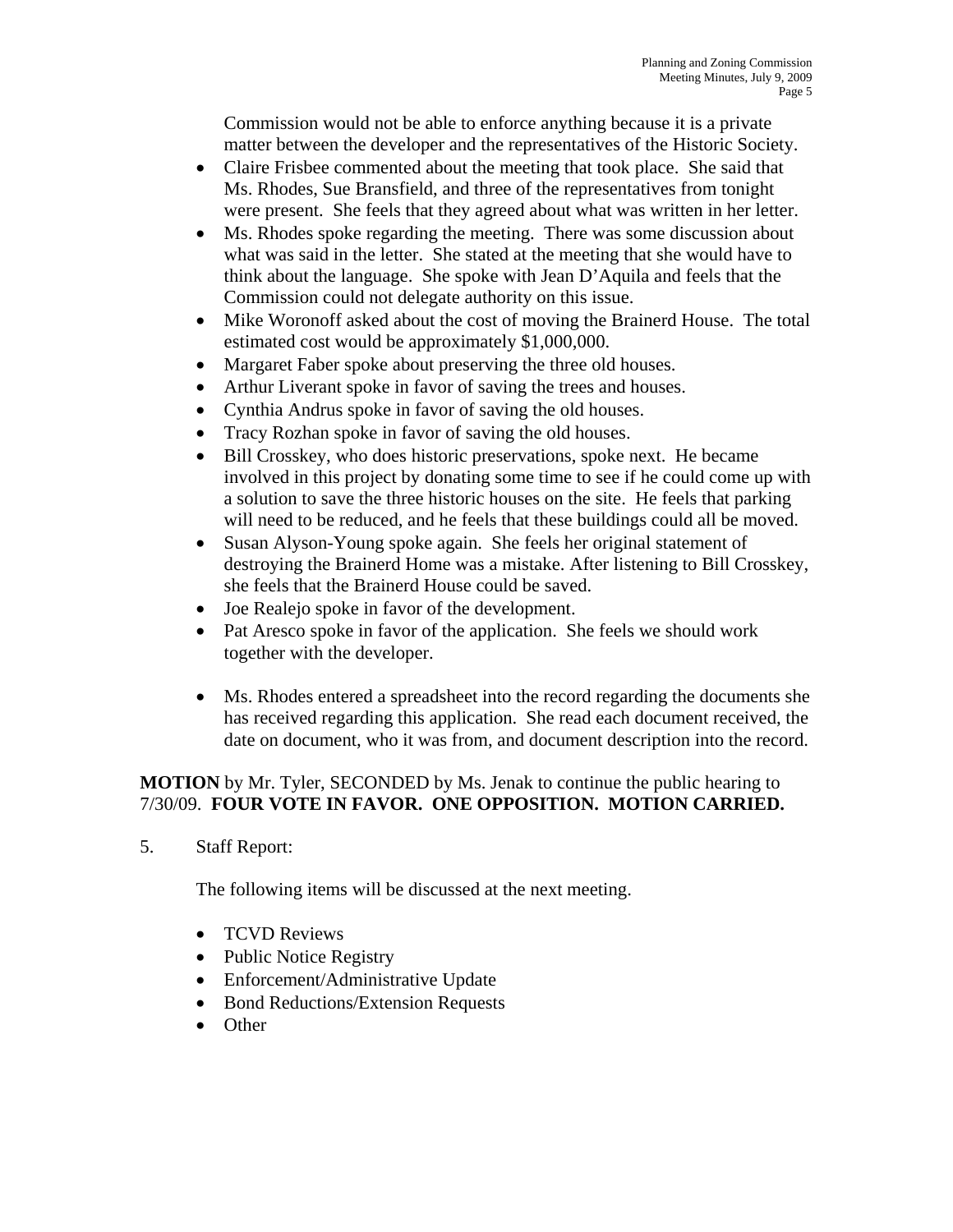Commission would not be able to enforce anything because it is a private matter between the developer and the representatives of the Historic Society.

- Claire Frisbee commented about the meeting that took place. She said that Ms. Rhodes, Sue Bransfield, and three of the representatives from tonight were present. She feels that they agreed about what was written in her letter.
- Ms. Rhodes spoke regarding the meeting. There was some discussion about what was said in the letter. She stated at the meeting that she would have to think about the language. She spoke with Jean D'Aquila and feels that the Commission could not delegate authority on this issue.
- Mike Woronoff asked about the cost of moving the Brainerd House. The total estimated cost would be approximately $1,000,000.
- Margaret Faber spoke about preserving the three old houses.
- Arthur Liverant spoke in favor of saving the trees and houses.
- Cynthia Andrus spoke in favor of saving the old houses.
- Tracy Rozhan spoke in favor of saving the old houses.
- Bill Crosskey, who does historic preservations, spoke next. He became involved in this project by donating some time to see if he could come up with a solution to save the three historic houses on the site. He feels that parking will need to be reduced, and he feels that these buildings could all be moved.
- Susan Alyson-Young spoke again. She feels her original statement of destroying the Brainerd Home was a mistake. After listening to Bill Crosskey, she feels that the Brainerd House could be saved.
- Joe Realejo spoke in favor of the development.
- Pat Aresco spoke in favor of the application. She feels we should work together with the developer.

- Ms. Rhodes entered a spreadsheet into the record regarding the documents she has received regarding this application. She read each document received, the date on document, who it was from, and document description into the record.

**MOTION** by Mr. Tyler, SECONDED by Ms. Jenak to continue the public hearing to 7/30/09. **FOUR VOTE IN FAVOR. ONE OPPOSITION. MOTION CARRIED.**

5. Staff Report:

The following items will be discussed at the next meeting.

- TCVD Reviews
- Public Notice Registry
- Enforcement/Administrative Update
- Bond Reductions/Extension Requests
- Other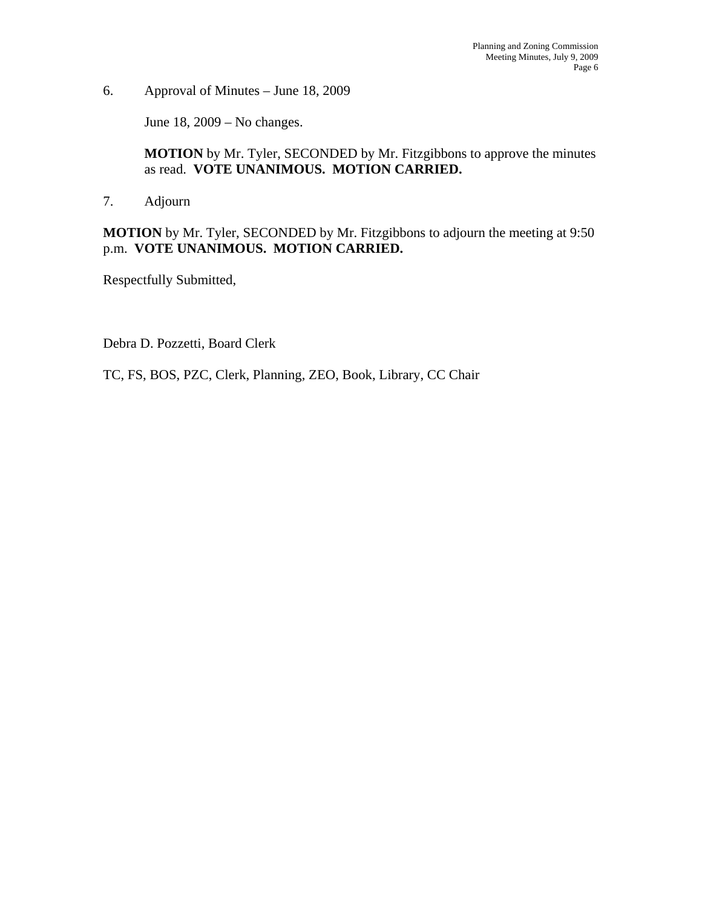6. Approval of Minutes – June 18, 2009

   June 18, 2009 – No changes.

   **MOTION** by Mr. Tyler, SECONDED by Mr. Fitzgibbons to approve the minutes as read. **VOTE UNANIMOUS. MOTION CARRIED.**

7. Adjourn

**MOTION** by Mr. Tyler, SECONDED by Mr. Fitzgibbons to adjourn the meeting at 9:50 p.m. **VOTE UNANIMOUS. MOTION CARRIED.**

Respectfully Submitted,

Debra D. Pozzetti, Board Clerk

TC, FS, BOS, PZC, Clerk, Planning, ZEO, Book, Library, CC Chair